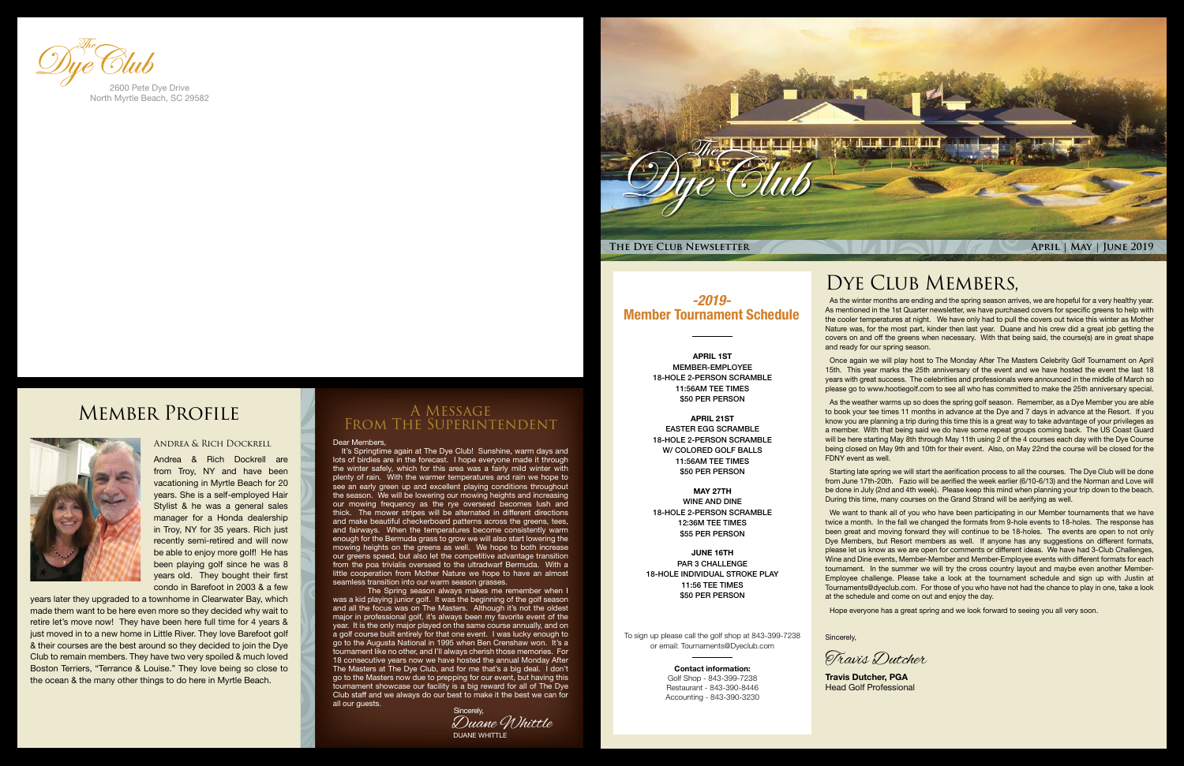The Dye Club

2600 Pete Dye Drive
North Myrtle Beach, SC 29582

# Member Profile

### Andrea & Rich Dockrell

Andrea & Rich Dockrell are from Troy, NY and have been vacationing in Myrtle Beach for 20 years. She is a self-employed Hair Stylist & he was a general sales manager for a Honda dealership in Troy, NY for 35 years. Rich just recently semi-retired and will now be able to enjoy more golf! He has been playing golf since he was 8 years old. They bought their first condo in Barefoot in 2003 & a few years later they upgraded to a townhome in Clearwater Bay, which made them want to be here even more so they decided why wait to retire let's move now! They have been here full time for 4 years & just moved in to a new home in Little River. They love Barefoot golf & their courses are the best around so they decided to join the Dye Club to remain members. They have two very spoiled & much loved Boston Terriers, "Terrance & Louise." They love being so close to the ocean & the many other things to do here in Myrtle Beach.

# A Message From The Superintendent

Dear Members,

It's Springtime again at The Dye Club! Sunshine, warm days and lots of birdies are in the forecast. I hope everyone made it through the winter safely, which for this area was a fairly mild winter with plenty of rain. With the warmer temperatures and rain we hope to see an early green up and excellent playing conditions throughout the season. We will be lowering our mowing heights and increasing our mowing frequency as the rye overseed becomes lush and thick. The mower stripes will be alternated in different directions and make beautiful checkerboard patterns across the greens, tees, and fairways. When the temperatures become consistently warm enough for the Bermuda grass to grow we will also start lowering the mowing heights on the greens as well. We hope to both increase our greens speed, but also let the competitive advantage transition from the poa trivialis overseed to the ultradwarf Bermuda. With a little cooperation from Mother Nature we hope to have an almost seamless transition into our warm season grasses.

The Spring season always makes me remember when I was a kid playing junior golf. It was the beginning of the golf season and all the focus was on The Masters. Although it's not the oldest major in professional golf, it's always been my favorite event of the year. It is the only major played on the same course annually, and on a golf course built entirely for that one event. I was lucky enough to go to the Augusta National in 1995 when Ben Crenshaw won. It's a tournament like no other, and I'll always cherish those memories. For 18 consecutive years now we have hosted the annual Monday After The Masters at The Dye Club, and for me that's a big deal. I don't go to the Masters now due to prepping for our event, but having this tournament showcase our facility is a big reward for all of The Dye Club staff and we always do our best to make it the best we can for all our guests.

Sincerely,

*Duane Whittle*

DUANE WHITTLE

The Dye Club

**The Dye Club Newsletter** — **April | May | June 2019**

## -2019- Member Tournament Schedule

**APRIL 1ST**
MEMBER-EMPLOYEE
18-HOLE 2-PERSON SCRAMBLE
11:56AM TEE TIMES
$50 PER PERSON

**APRIL 21ST**
EASTER EGG SCRAMBLE
18-HOLE 2-PERSON SCRAMBLE
W/ COLORED GOLF BALLS
11:56AM TEE TIMES
$50 PER PERSON

**MAY 27TH**
WINE AND DINE
18-HOLE 2-PERSON SCRAMBLE
12:36M TEE TIMES
$55 PER PERSON

**JUNE 16TH**
PAR 3 CHALLENGE
18-HOLE INDIVIDUAL STROKE PLAY
11:56 TEE TIMES
$50 PER PERSON

To sign up please call the golf shop at 843-399-7238 or email: Tournaments@Dyeclub.com

**Contact information:**
Golf Shop - 843-399-7238
Restaurant - 843-390-8446
Accounting - 843-390-3230

# Dye Club Members,

As the winter months are ending and the spring season arrives, we are hopeful for a very healthy year. As mentioned in the 1st Quarter newsletter, we have purchased covers for specific greens to help with the cooler temperatures at night. We have only had to pull the covers out twice this winter as Mother Nature was, for the most part, kinder then last year. Duane and his crew did a great job getting the covers on and off the greens when necessary. With that being said, the course(s) are in great shape and ready for our spring season.

Once again we will play host to The Monday After The Masters Celebrity Golf Tournament on April 15th. This year marks the 25th anniversary of the event and we have hosted the event the last 18 years with great success. The celebrities and professionals were announced in the middle of March so please go to www.hootiegolf.com to see all who has committed to make the 25th anniversary special.

As the weather warms up so does the spring golf season. Remember, as a Dye Member you are able to book your tee times 11 months in advance at the Dye and 7 days in advance at the Resort. If you know you are planning a trip during this time this is a great way to take advantage of your privileges as a member. With that being said we do have some repeat groups coming back. The US Coast Guard will be here starting May 8th through May 11th using 2 of the 4 courses each day with the Dye Course being closed on May 9th and 10th for their event. Also, on May 22nd the course will be closed for the FDNY event as well.

Starting late spring we will start the aerification process to all the courses. The Dye Club will be done from June 17th-20th. Fazio will be aerified the week earlier (6/10-6/13) and the Norman and Love will be done in July (2nd and 4th week). Please keep this mind when planning your trip down to the beach. During this time, many courses on the Grand Strand will be aerifying as well.

We want to thank all of you who have been participating in our Member tournaments that we have twice a month. In the fall we changed the formats from 9-hole events to 18-holes. The response has been great and moving forward they will continue to be 18-holes. The events are open to not only Dye Members, but Resort members as well. If anyone has any suggestions on different formats, please let us know as we are open for comments or different ideas. We have had 3-Club Challenges, Wine and Dine events, Member-Member and Member-Employee events with different formats for each tournament. In the summer we will try the cross country layout and maybe even another Member-Employee challenge. Please take a look at the tournament schedule and sign up with Justin at Tournaments@dyeclub.com. For those of you who have not had the chance to play in one, take a look at the schedule and come on out and enjoy the day.

Hope everyone has a great spring and we look forward to seeing you all very soon.

Sincerely,

*Travis Dutcher*

**Travis Dutcher, PGA**
Head Golf Professional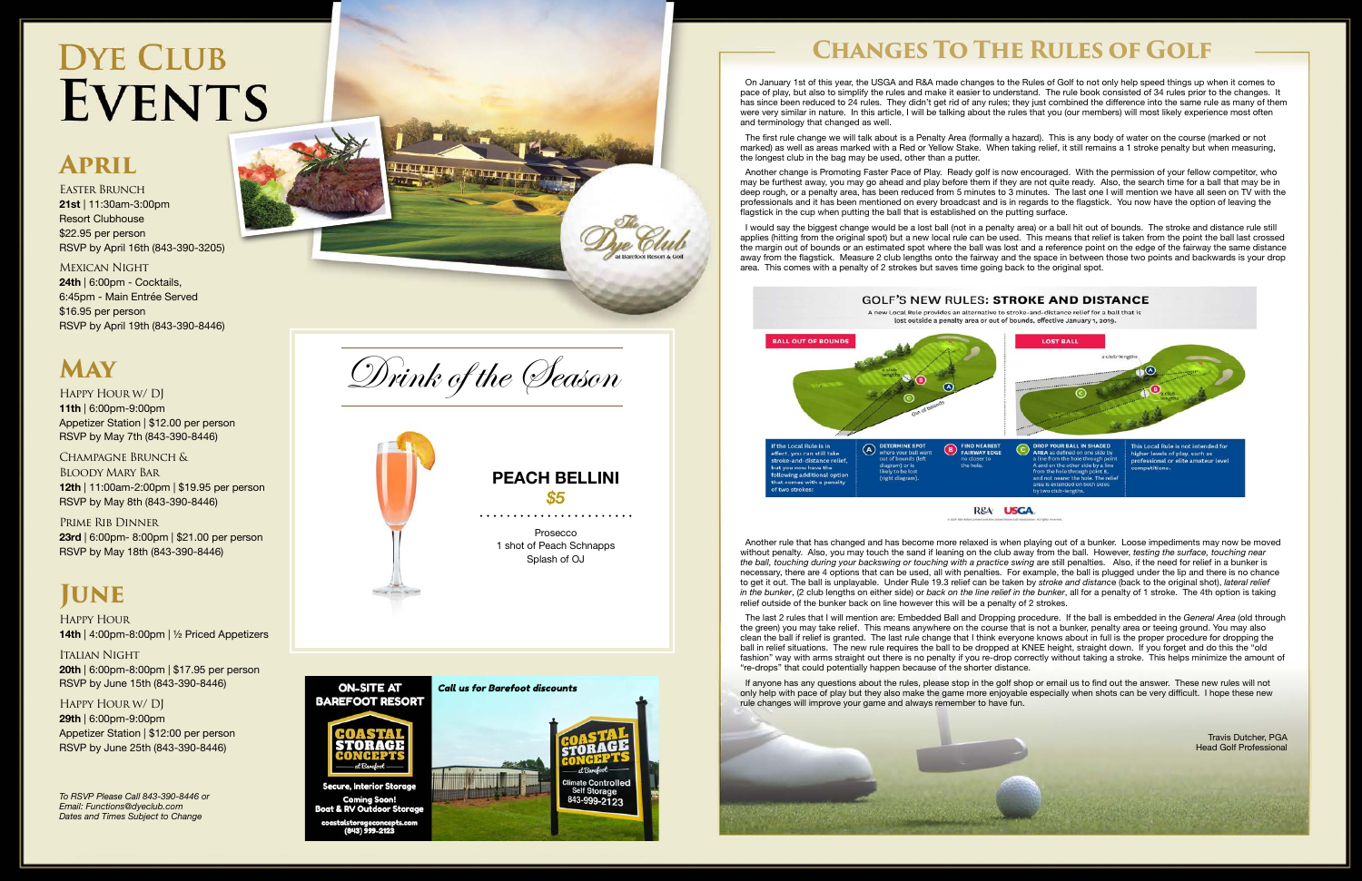# DYE CLUB EVENTS

## APRIL

EASTER BRUNCH
**21st** | 11:30am-3:00pm
Resort Clubhouse
$22.95 per person
RSVP by April 16th (843-390-3205)

MEXICAN NIGHT
**24th** | 6:00pm - Cocktails,
6:45pm - Main Entrée Served
$16.95 per person
RSVP by April 19th (843-390-8446)

## MAY

HAPPY HOUR W/ DJ
**11th** | 6:00pm-9:00pm
Appetizer Station | $12.00 per person
RSVP by May 7th (843-390-8446)

CHAMPAGNE BRUNCH & BLOODY MARY BAR
**12th** | 11:00am-2:00pm | $19.95 per person
RSVP by May 8th (843-390-8446)

PRIME RIB DINNER
**23rd** | 6:00pm- 8:00pm | $21.00 per person
RSVP by May 18th (843-390-8446)

## JUNE

HAPPY HOUR
**14th** | 4:00pm-8:00pm | ½ Priced Appetizers

ITALIAN NIGHT
**20th** | 6:00pm-8:00pm | $17.95 per person
RSVP by June 15th (843-390-8446)

HAPPY HOUR W/ DJ
**29th** | 6:00pm-9:00pm
Appetizer Station | $12.00 per person
RSVP by June 25th (843-390-8446)

*To RSVP Please Call 843-390-8446 or*
*Email: Functions@dyeclub.com*
*Dates and Times Subject to Change*

The Dye Club at Barefoot Resort & Golf

## Drink of the Season

**PEACH BELLINI**
**$5**

Prosecco
1 shot of Peach Schnapps
Splash of OJ

ON-SITE AT BAREFOOT RESORT

*Call us for Barefoot discounts*

COASTAL STORAGE CONCEPTS at Barefoot
Secure, Interior Storage
Coming Soon! Boat & RV Outdoor Storage
coastalstorageconcepts.com
(843) 999-2123

Climate Controlled Self Storage
843-999-2123

# CHANGES TO THE RULES OF GOLF

On January 1st of this year, the USGA and R&A made changes to the Rules of Golf to not only help speed things up when it comes to pace of play, but also to simplify the rules and make it easier to understand. The rule book consisted of 34 rules prior to the changes. It has since been reduced to 24 rules. They didn't get rid of any rules; they just combined the difference into the same rule as many of them were very similar in nature. In this article, I will be talking about the rules that you (our members) will most likely experience most often and terminology that changed as well.

The first rule change we will talk about is a Penalty Area (formally a hazard). This is any body of water on the course (marked or not marked) as well as areas marked with a Red or Yellow Stake. When taking relief, it still remains a 1 stroke penalty but when measuring, the longest club in the bag may be used, other than a putter.

Another change is Promoting Faster Pace of Play. Ready golf is now encouraged. With the permission of your fellow competitor, who may be furthest away, you may go ahead and play before them if they are not quite ready. Also, the search time for a ball that may be in deep rough, or a penalty area, has been reduced from 5 minutes to 3 minutes. The last one I will mention we have all seen on TV with the professionals and it has been mentioned on every broadcast and is in regards to the flagstick. You now have the option of leaving the flagstick in the cup when putting the ball that is established on the putting surface.

I would say the biggest change would be a lost ball (not in a penalty area) or a ball hit out of bounds. The stroke and distance rule still applies (hitting from the original spot) but a new local rule can be used. This means that relief is taken from the point the ball last crossed the margin out of bounds or an estimated spot where the ball was lost and a reference point on the edge of the fairway the same distance away from the flagstick. Measure 2 club lengths onto the fairway and the space in between those two points and backwards is your drop area. This comes with a penalty of 2 strokes but saves time going back to the original spot.

GOLF'S NEW RULES: **STROKE AND DISTANCE**
A new Local Rule provides an alternative to stroke-and-distance relief for a ball that is lost outside a penalty area or out of bounds, effective January 1, 2019.

BALL OUT OF BOUNDS
LOST BALL
2 club-lengths
Out of bounds

If the Local Rule is in effect, you can still take stroke-and-distance relief, but you now have the following additional option that comes with a penalty of two strokes:

A DETERMINE SPOT where your ball went out of bounds (left diagram) or is likely to be lost (right diagram).

B FIND NEAREST FAIRWAY EDGE no closer to the hole.

C DROP YOUR BALL IN SHADED AREA as defined on one side by a line from the hole through point A and on the other side by a line from the hole through point B, and not nearer the hole. The relief area is extended on both sides by two club-lengths.

This Local Rule is not intended for higher levels of play, such as professional or elite amateur level competitions.

R&A USGA

Another rule that has changed and has become more relaxed is when playing out of a bunker. Loose impediments may now be moved without penalty. Also, you may touch the sand if leaning on the club away from the ball. However, *testing the surface, touching near the ball, touching during your backswing or touching with a practice swing* are still penalties. Also, if the need for relief in a bunker is necessary, there are 4 options that can be used, all with penalties. For example, the ball is plugged under the lip and there is no chance to get it out. The ball is unplayable. Under Rule 19.3 relief can be taken by *stroke and distance* (back to the original shot), *lateral relief in the bunker*, (2 club lengths on either side) or *back on the line relief in the bunker*, all for a penalty of 1 stroke. The 4th option is taking relief outside of the bunker back on line however this will be a penalty of 2 strokes.

The last 2 rules that I will mention are: Embedded Ball and Dropping procedure. If the ball is embedded in the *General Area* (old through the green) you may take relief. This means anywhere on the course that is not a bunker, penalty area or teeing ground. You may also clean the ball if relief is granted. The last rule change that I think everyone knows about in full is the proper procedure for dropping the ball in relief situations. The new rule requires the ball to be dropped at KNEE height, straight down. If you forget and do this the "old fashion" way with arms straight out there is no penalty if you re-drop correctly without taking a stroke. This helps minimize the amount of "re-drops" that could potentially happen because of the shorter distance.

If anyone has any questions about the rules, please stop in the golf shop or email us to find out the answer. These new rules will not only help with pace of play but they also make the game more enjoyable especially when shots can be very difficult. I hope these new rule changes will improve your game and always remember to have fun.

Travis Dutcher, PGA
Head Golf Professional